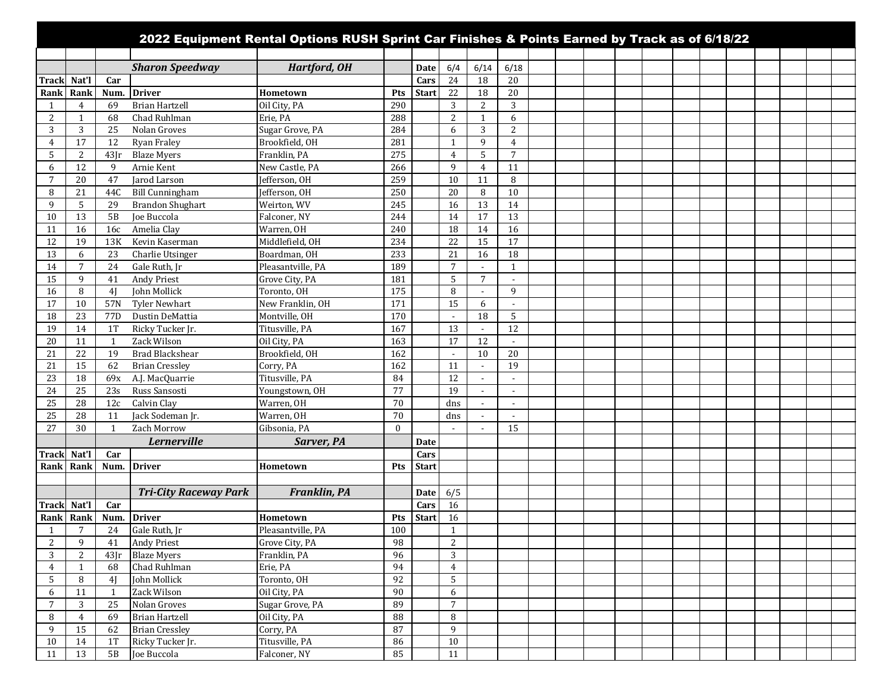# 2022 Equipment Rental Options RUSH Sprint Car Finishes & Points Earned by Track as of 6/18/22

## Sharon Speedway — Hartford, OH

| Track Rank | Nat'l Rank | Car Num. | Driver | Hometown | Pts | | 6/4 | 6/14 | 6/18 |
|---|---|---|---|---|---|---|---|---|---|
| | | | | | | Date | 6/4 | 6/14 | 6/18 |
| | | | | | | Cars | 24 | 18 | 20 |
| | | | | | | Start | 22 | 18 | 20 |
| 1 | 4 | 69 | Brian Hartzell | Oil City, PA | 290 | | 3 | 2 | 3 |
| 2 | 1 | 68 | Chad Ruhlman | Erie, PA | 288 | | 2 | 1 | 6 |
| 3 | 3 | 25 | Nolan Groves | Sugar Grove, PA | 284 | | 6 | 3 | 2 |
| 4 | 17 | 12 | Ryan Fraley | Brookfield, OH | 281 | | 1 | 9 | 4 |
| 5 | 2 | 43Jr | Blaze Myers | Franklin, PA | 275 | | 4 | 5 | 7 |
| 6 | 12 | 9 | Arnie Kent | New Castle, PA | 266 | | 9 | 4 | 11 |
| 7 | 20 | 47 | Jarod Larson | Jefferson, OH | 259 | | 10 | 11 | 8 |
| 8 | 21 | 44C | Bill Cunningham | Jefferson, OH | 250 | | 20 | 8 | 10 |
| 9 | 5 | 29 | Brandon Shughart | Weirton, WV | 245 | | 16 | 13 | 14 |
| 10 | 13 | 5B | Joe Buccola | Falconer, NY | 244 | | 14 | 17 | 13 |
| 11 | 16 | 16c | Amelia Clay | Warren, OH | 240 | | 18 | 14 | 16 |
| 12 | 19 | 13K | Kevin Kaserman | Middlefield, OH | 234 | | 22 | 15 | 17 |
| 13 | 6 | 23 | Charlie Utsinger | Boardman, OH | 233 | | 21 | 16 | 18 |
| 14 | 7 | 24 | Gale Ruth, Jr | Pleasantville, PA | 189 | | 7 | - | 1 |
| 15 | 9 | 41 | Andy Priest | Grove City, PA | 181 | | 5 | 7 | - |
| 16 | 8 | 4J | John Mollick | Toronto, OH | 175 | | 8 | - | 9 |
| 17 | 10 | 57N | Tyler Newhart | New Franklin, OH | 171 | | 15 | 6 | - |
| 18 | 23 | 77D | Dustin DeMattia | Montville, OH | 170 | | - | 18 | 5 |
| 19 | 14 | 1T | Ricky Tucker Jr. | Titusville, PA | 167 | | 13 | - | 12 |
| 20 | 11 | 1 | Zack Wilson | Oil City, PA | 163 | | 17 | 12 | - |
| 21 | 22 | 19 | Brad Blackshear | Brookfield, OH | 162 | | - | 10 | 20 |
| 21 | 15 | 62 | Brian Cressley | Corry, PA | 162 | | 11 | - | 19 |
| 23 | 18 | 69x | A.J. MacQuarrie | Titusville, PA | 84 | | 12 | - | - |
| 24 | 25 | 23s | Russ Sansosti | Youngstown, OH | 77 | | 19 | - | - |
| 25 | 28 | 12c | Calvin Clay | Warren, OH | 70 | | dns | - | - |
| 25 | 28 | 11 | Jack Sodeman Jr. | Warren, OH | 70 | | dns | - | - |
| 27 | 30 | 1 | Zach Morrow | Gibsonia, PA | 0 | | - | - | 15 |

## Lernerville — Sarver, PA

| Track Rank | Nat'l Rank | Car Num. | Driver | Hometown | Pts | |
|---|---|---|---|---|---|---|
| | | | | | | Date |
| | | | | | | Cars |
| | | | | | | Start |

## Tri-City Raceway Park — Franklin, PA

| Track Rank | Nat'l Rank | Car Num. | Driver | Hometown | Pts | | 6/5 |
|---|---|---|---|---|---|---|---|
| | | | | | | Date | 6/5 |
| | | | | | | Cars | 16 |
| | | | | | | Start | 16 |
| 1 | 7 | 24 | Gale Ruth, Jr | Pleasantville, PA | 100 | | 1 |
| 2 | 9 | 41 | Andy Priest | Grove City, PA | 98 | | 2 |
| 3 | 2 | 43Jr | Blaze Myers | Franklin, PA | 96 | | 3 |
| 4 | 1 | 68 | Chad Ruhlman | Erie, PA | 94 | | 4 |
| 5 | 8 | 4J | John Mollick | Toronto, OH | 92 | | 5 |
| 6 | 11 | 1 | Zack Wilson | Oil City, PA | 90 | | 6 |
| 7 | 3 | 25 | Nolan Groves | Sugar Grove, PA | 89 | | 7 |
| 8 | 4 | 69 | Brian Hartzell | Oil City, PA | 88 | | 8 |
| 9 | 15 | 62 | Brian Cressley | Corry, PA | 87 | | 9 |
| 10 | 14 | 1T | Ricky Tucker Jr. | Titusville, PA | 86 | | 10 |
| 11 | 13 | 5B | Joe Buccola | Falconer, NY | 85 | | 11 |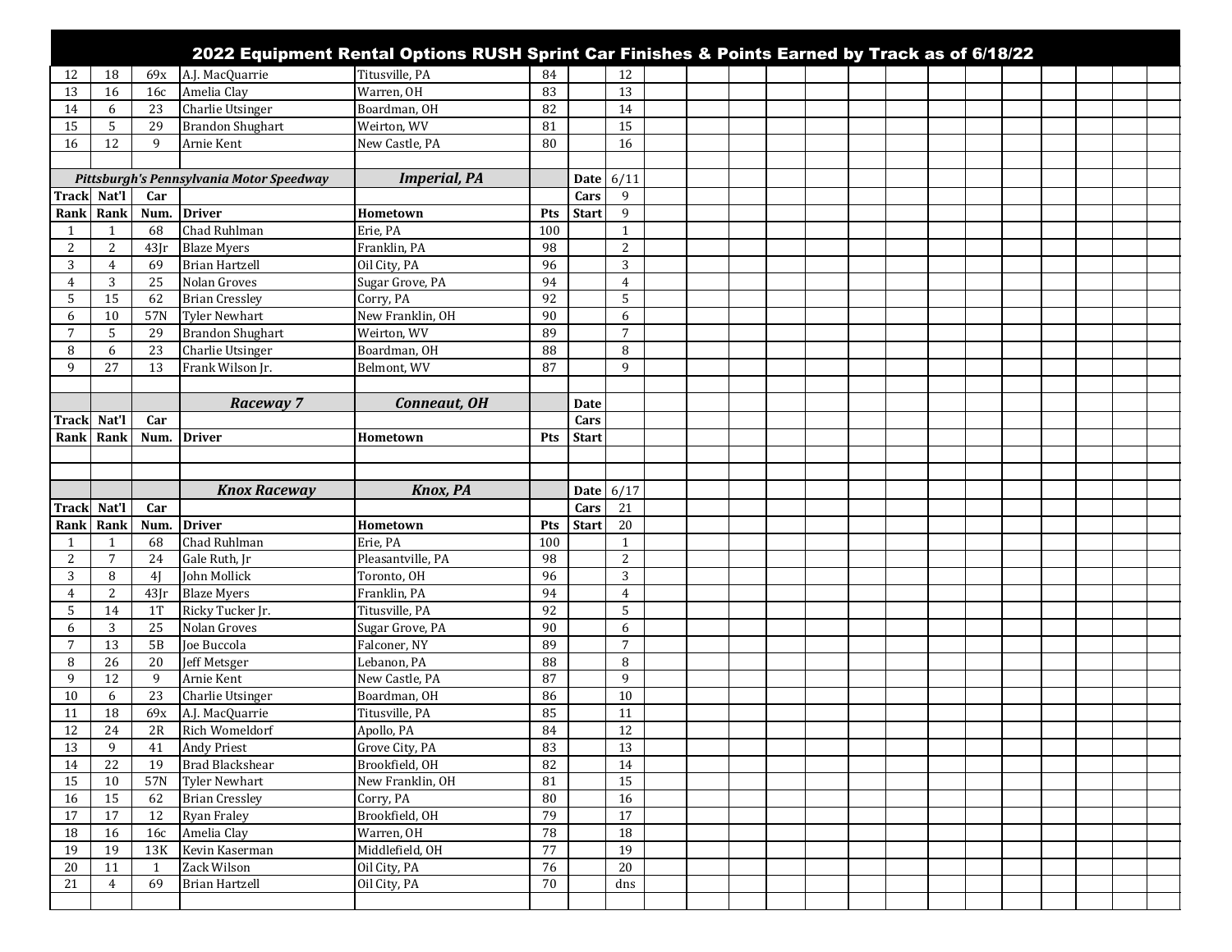# 2022 Equipment Rental Options RUSH Sprint Car Finishes & Points Earned by Track as of 6/18/22

| Track Rank | Nat'l Rank | Car Num. | Driver | Hometown | Pts | | Start |
|---|---|---|---|---|---|---|---|
| 12 | 18 | 69x | A.J. MacQuarrie | Titusville, PA | 84 | | 12 |
| 13 | 16 | 16c | Amelia Clay | Warren, OH | 83 | | 13 |
| 14 | 6 | 23 | Charlie Utsinger | Boardman, OH | 82 | | 14 |
| 15 | 5 | 29 | Brandon Shughart | Weirton, WV | 81 | | 15 |
| 16 | 12 | 9 | Arnie Kent | New Castle, PA | 80 | | 16 |

| | | | *Pittsburgh's Pennsylvania Motor Speedway* | *Imperial, PA* | | Date | 6/11 |
|---|---|---|---|---|---|---|---|
| Track | Nat'l | Car | | | | Cars | 9 |
| Rank | Rank | Num. | Driver | Hometown | Pts | Start | 9 |
| 1 | 1 | 68 | Chad Ruhlman | Erie, PA | 100 | | 1 |
| 2 | 2 | 43Jr | Blaze Myers | Franklin, PA | 98 | | 2 |
| 3 | 4 | 69 | Brian Hartzell | Oil City, PA | 96 | | 3 |
| 4 | 3 | 25 | Nolan Groves | Sugar Grove, PA | 94 | | 4 |
| 5 | 15 | 62 | Brian Cressley | Corry, PA | 92 | | 5 |
| 6 | 10 | 57N | Tyler Newhart | New Franklin, OH | 90 | | 6 |
| 7 | 5 | 29 | Brandon Shughart | Weirton, WV | 89 | | 7 |
| 8 | 6 | 23 | Charlie Utsinger | Boardman, OH | 88 | | 8 |
| 9 | 27 | 13 | Frank Wilson Jr. | Belmont, WV | 87 | | 9 |

| | | | *Raceway 7* | *Conneaut, OH* | | Date | |
|---|---|---|---|---|---|---|---|
| Track | Nat'l | Car | | | | Cars | |
| Rank | Rank | Num. | Driver | Hometown | Pts | Start | |

| | | | *Knox Raceway* | *Knox, PA* | | Date | 6/17 |
|---|---|---|---|---|---|---|---|
| Track | Nat'l | Car | | | | Cars | 21 |
| Rank | Rank | Num. | Driver | Hometown | Pts | Start | 20 |
| 1 | 1 | 68 | Chad Ruhlman | Erie, PA | 100 | | 1 |
| 2 | 7 | 24 | Gale Ruth, Jr | Pleasantville, PA | 98 | | 2 |
| 3 | 8 | 4J | John Mollick | Toronto, OH | 96 | | 3 |
| 4 | 2 | 43Jr | Blaze Myers | Franklin, PA | 94 | | 4 |
| 5 | 14 | 1T | Ricky Tucker Jr. | Titusville, PA | 92 | | 5 |
| 6 | 3 | 25 | Nolan Groves | Sugar Grove, PA | 90 | | 6 |
| 7 | 13 | 5B | Joe Buccola | Falconer, NY | 89 | | 7 |
| 8 | 26 | 20 | Jeff Metsger | Lebanon, PA | 88 | | 8 |
| 9 | 12 | 9 | Arnie Kent | New Castle, PA | 87 | | 9 |
| 10 | 6 | 23 | Charlie Utsinger | Boardman, OH | 86 | | 10 |
| 11 | 18 | 69x | A.J. MacQuarrie | Titusville, PA | 85 | | 11 |
| 12 | 24 | 2R | Rich Womeldorf | Apollo, PA | 84 | | 12 |
| 13 | 9 | 41 | Andy Priest | Grove City, PA | 83 | | 13 |
| 14 | 22 | 19 | Brad Blackshear | Brookfield, OH | 82 | | 14 |
| 15 | 10 | 57N | Tyler Newhart | New Franklin, OH | 81 | | 15 |
| 16 | 15 | 62 | Brian Cressley | Corry, PA | 80 | | 16 |
| 17 | 17 | 12 | Ryan Fraley | Brookfield, OH | 79 | | 17 |
| 18 | 16 | 16c | Amelia Clay | Warren, OH | 78 | | 18 |
| 19 | 19 | 13K | Kevin Kaserman | Middlefield, OH | 77 | | 19 |
| 20 | 11 | 1 | Zack Wilson | Oil City, PA | 76 | | 20 |
| 21 | 4 | 69 | Brian Hartzell | Oil City, PA | 70 | | dns |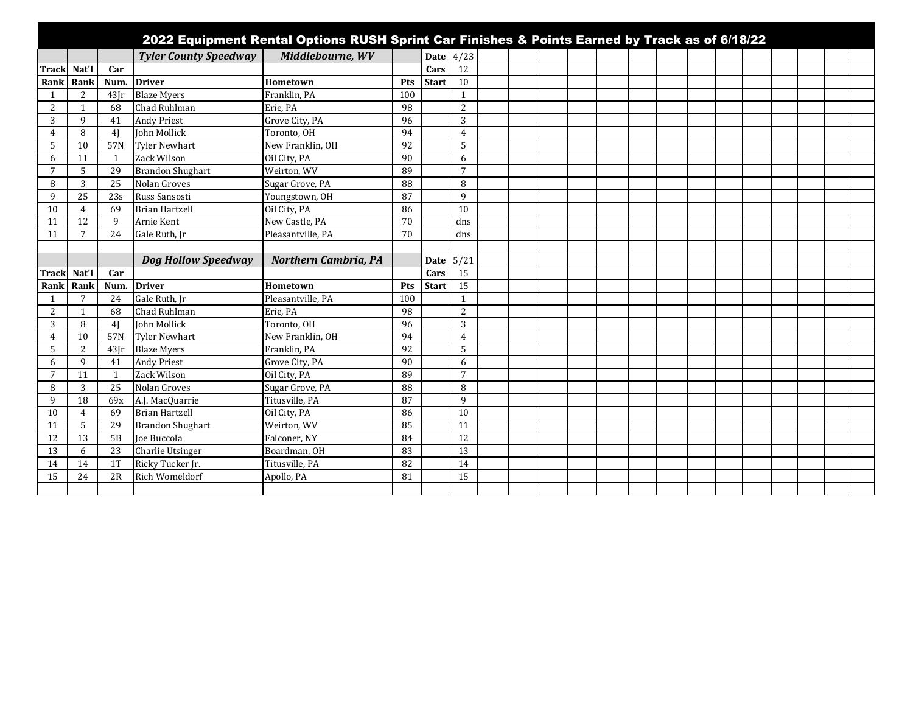## 2022 Equipment Rental Options RUSH Sprint Car Finishes & Points Earned by Track as of 6/18/22

| | | | *Tyler County Speedway* | *Middlebourne, WV* | | **Date** | 4/23 |
|---|---|---|---|---|---|---|---|
| **Track** | **Nat'l** | **Car** | | | | **Cars** | 12 |
| **Rank** | **Rank** | **Num.** | **Driver** | **Hometown** | **Pts** | **Start** | 10 |
| 1 | 2 | 43Jr | Blaze Myers | Franklin, PA | 100 | | 1 |
| 2 | 1 | 68 | Chad Ruhlman | Erie, PA | 98 | | 2 |
| 3 | 9 | 41 | Andy Priest | Grove City, PA | 96 | | 3 |
| 4 | 8 | 4J | John Mollick | Toronto, OH | 94 | | 4 |
| 5 | 10 | 57N | Tyler Newhart | New Franklin, OH | 92 | | 5 |
| 6 | 11 | 1 | Zack Wilson | Oil City, PA | 90 | | 6 |
| 7 | 5 | 29 | Brandon Shughart | Weirton, WV | 89 | | 7 |
| 8 | 3 | 25 | Nolan Groves | Sugar Grove, PA | 88 | | 8 |
| 9 | 25 | 23s | Russ Sansosti | Youngstown, OH | 87 | | 9 |
| 10 | 4 | 69 | Brian Hartzell | Oil City, PA | 86 | | 10 |
| 11 | 12 | 9 | Arnie Kent | New Castle, PA | 70 | | dns |
| 11 | 7 | 24 | Gale Ruth, Jr | Pleasantville, PA | 70 | | dns |

| | | | *Dog Hollow Speedway* | *Northern Cambria, PA* | | **Date** | 5/21 |
|---|---|---|---|---|---|---|---|
| **Track** | **Nat'l** | **Car** | | | | **Cars** | 15 |
| **Rank** | **Rank** | **Num.** | **Driver** | **Hometown** | **Pts** | **Start** | 15 |
| 1 | 7 | 24 | Gale Ruth, Jr | Pleasantville, PA | 100 | | 1 |
| 2 | 1 | 68 | Chad Ruhlman | Erie, PA | 98 | | 2 |
| 3 | 8 | 4J | John Mollick | Toronto, OH | 96 | | 3 |
| 4 | 10 | 57N | Tyler Newhart | New Franklin, OH | 94 | | 4 |
| 5 | 2 | 43Jr | Blaze Myers | Franklin, PA | 92 | | 5 |
| 6 | 9 | 41 | Andy Priest | Grove City, PA | 90 | | 6 |
| 7 | 11 | 1 | Zack Wilson | Oil City, PA | 89 | | 7 |
| 8 | 3 | 25 | Nolan Groves | Sugar Grove, PA | 88 | | 8 |
| 9 | 18 | 69x | A.J. MacQuarrie | Titusville, PA | 87 | | 9 |
| 10 | 4 | 69 | Brian Hartzell | Oil City, PA | 86 | | 10 |
| 11 | 5 | 29 | Brandon Shughart | Weirton, WV | 85 | | 11 |
| 12 | 13 | 5B | Joe Buccola | Falconer, NY | 84 | | 12 |
| 13 | 6 | 23 | Charlie Utsinger | Boardman, OH | 83 | | 13 |
| 14 | 14 | 1T | Ricky Tucker Jr. | Titusville, PA | 82 | | 14 |
| 15 | 24 | 2R | Rich Womeldorf | Apollo, PA | 81 | | 15 |